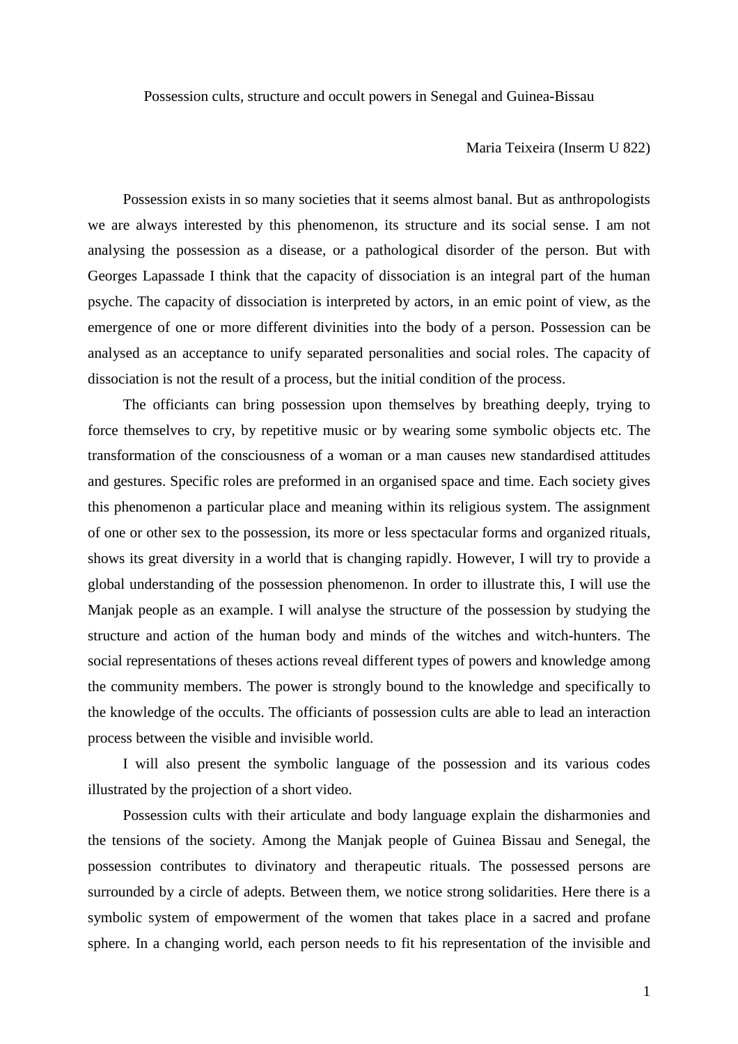# Possession cults, structure and occult powers in Senegal and Guinea-Bissau

Maria Teixeira (Inserm U 822)

Possession exists in so many societies that it seems almost banal. But as anthropologists we are always interested by this phenomenon, its structure and its social sense. I am not analysing the possession as a disease, or a pathological disorder of the person. But with Georges Lapassade I think that the capacity of dissociation is an integral part of the human psyche. The capacity of dissociation is interpreted by actors, in an emic point of view, as the emergence of one or more different divinities into the body of a person. Possession can be analysed as an acceptance to unify separated personalities and social roles. The capacity of dissociation is not the result of a process, but the initial condition of the process.

The officiants can bring possession upon themselves by breathing deeply, trying to force themselves to cry, by repetitive music or by wearing some symbolic objects etc. The transformation of the consciousness of a woman or a man causes new standardised attitudes and gestures. Specific roles are preformed in an organised space and time. Each society gives this phenomenon a particular place and meaning within its religious system. The assignment of one or other sex to the possession, its more or less spectacular forms and organized rituals, shows its great diversity in a world that is changing rapidly. However, I will try to provide a global understanding of the possession phenomenon. In order to illustrate this, I will use the Manjak people as an example. I will analyse the structure of the possession by studying the structure and action of the human body and minds of the witches and witch-hunters. The social representations of theses actions reveal different types of powers and knowledge among the community members. The power is strongly bound to the knowledge and specifically to the knowledge of the occults. The officiants of possession cults are able to lead an interaction process between the visible and invisible world.

I will also present the symbolic language of the possession and its various codes illustrated by the projection of a short video.

Possession cults with their articulate and body language explain the disharmonies and the tensions of the society. Among the Manjak people of Guinea Bissau and Senegal, the possession contributes to divinatory and therapeutic rituals. The possessed persons are surrounded by a circle of adepts. Between them, we notice strong solidarities. Here there is a symbolic system of empowerment of the women that takes place in a sacred and profane sphere. In a changing world, each person needs to fit his representation of the invisible and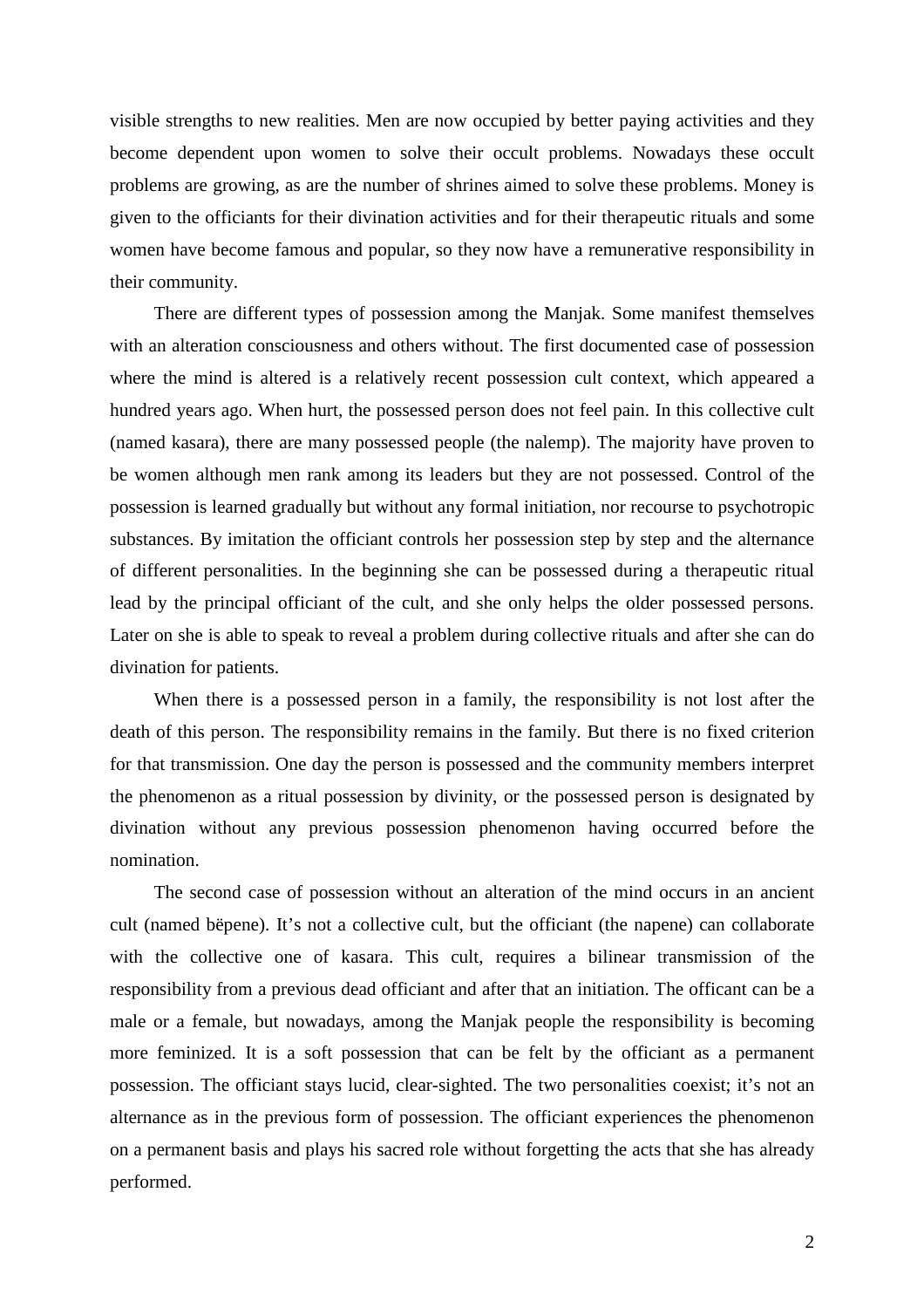visible strengths to new realities. Men are now occupied by better paying activities and they become dependent upon women to solve their occult problems. Nowadays these occult problems are growing, as are the number of shrines aimed to solve these problems. Money is given to the officiants for their divination activities and for their therapeutic rituals and some women have become famous and popular, so they now have a remunerative responsibility in their community.

There are different types of possession among the Manjak. Some manifest themselves with an alteration consciousness and others without. The first documented case of possession where the mind is altered is a relatively recent possession cult context, which appeared a hundred years ago. When hurt, the possessed person does not feel pain. In this collective cult (named kasara), there are many possessed people (the nalemp). The majority have proven to be women although men rank among its leaders but they are not possessed. Control of the possession is learned gradually but without any formal initiation, nor recourse to psychotropic substances. By imitation the officiant controls her possession step by step and the alternance of different personalities. In the beginning she can be possessed during a therapeutic ritual lead by the principal officiant of the cult, and she only helps the older possessed persons. Later on she is able to speak to reveal a problem during collective rituals and after she can do divination for patients.

When there is a possessed person in a family, the responsibility is not lost after the death of this person. The responsibility remains in the family. But there is no fixed criterion for that transmission. One day the person is possessed and the community members interpret the phenomenon as a ritual possession by divinity, or the possessed person is designated by divination without any previous possession phenomenon having occurred before the nomination.

The second case of possession without an alteration of the mind occurs in an ancient cult (named bëpene). It's not a collective cult, but the officiant (the napene) can collaborate with the collective one of kasara. This cult, requires a bilinear transmission of the responsibility from a previous dead officiant and after that an initiation. The officant can be a male or a female, but nowadays, among the Manjak people the responsibility is becoming more feminized. It is a soft possession that can be felt by the officiant as a permanent possession. The officiant stays lucid, clear-sighted. The two personalities coexist; it's not an alternance as in the previous form of possession. The officiant experiences the phenomenon on a permanent basis and plays his sacred role without forgetting the acts that she has already performed.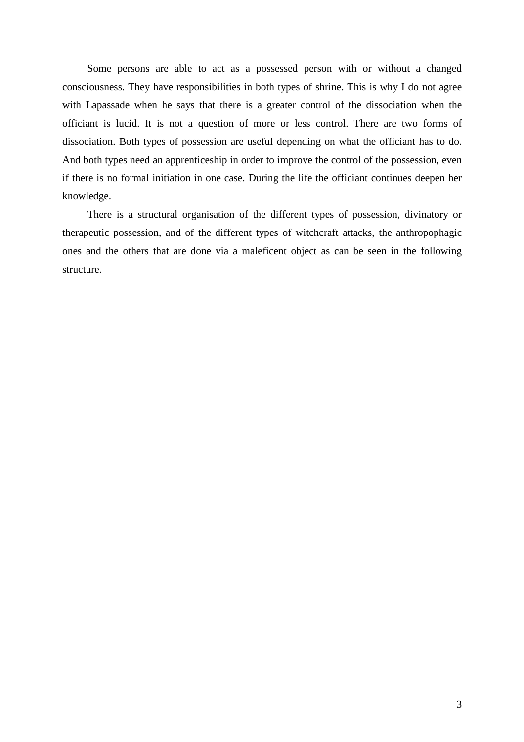Some persons are able to act as a possessed person with or without a changed consciousness. They have responsibilities in both types of shrine. This is why I do not agree with Lapassade when he says that there is a greater control of the dissociation when the officiant is lucid. It is not a question of more or less control. There are two forms of dissociation. Both types of possession are useful depending on what the officiant has to do. And both types need an apprenticeship in order to improve the control of the possession, even if there is no formal initiation in one case. During the life the officiant continues deepen her knowledge.

There is a structural organisation of the different types of possession, divinatory or therapeutic possession, and of the different types of witchcraft attacks, the anthropophagic ones and the others that are done via a maleficent object as can be seen in the following structure.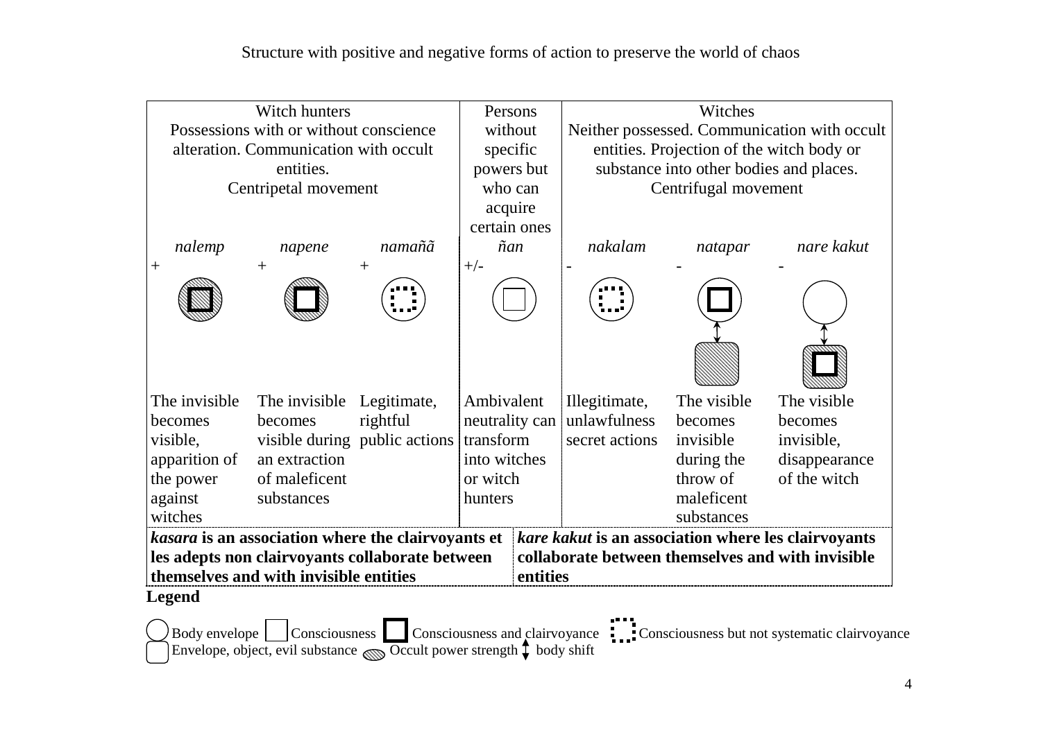Structure with positive and negative forms of action to preserve the world of chaos

| Witch hunters<br>Possessions with or without conscience alteration. Communication with occult entities.<br>Centripetal movement | | | Persons without specific powers but who can acquire certain ones | Witches<br>Neither possessed. Communication with occult entities. Projection of the witch body or substance into other bodies and places.<br>Centrifugal movement | | |
|---|---|---|---|---|---|---|
| *nalemp* | *napene* | *namaññ* | *ñan* | *nakalam* | *natapar* | *nare kakut* |
| + | + | + | +/- | - | - | - |
| The invisible becomes visible, apparition of the power against witches | The invisible becomes visible during an extraction of maleficent substances | Legitimate, rightful public actions | Ambivalent neutrality can transform into witches or witch hunters | Illegitimate, unlawfulness secret actions | The visible becomes invisible during the throw of maleficent substances | The visible becomes invisible, disappearance of the witch |
| ***kasara* is an association where the clairvoyants et les adepts non clairvoyants collaborate between themselves and with invisible entities** | | | | ***kare kakut* is an association where les clairvoyants collaborate between themselves and with invisible entities** | | |

**Legend**

Body envelope; Consciousness; Consciousness and clairvoyance; Consciousness but not systematic clairvoyance; Envelope, object, evil substance; Occult power strength; body shift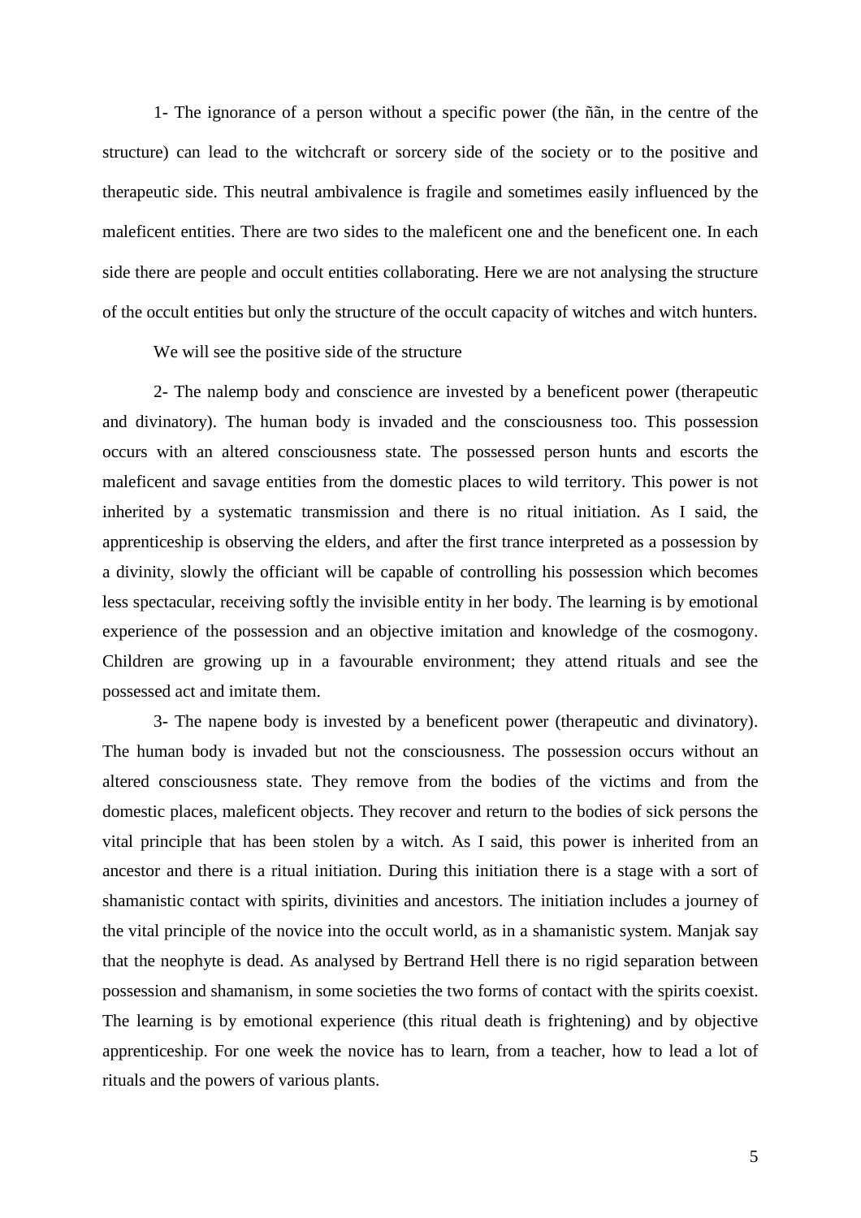1- The ignorance of a person without a specific power (the ñãn, in the centre of the structure) can lead to the witchcraft or sorcery side of the society or to the positive and therapeutic side. This neutral ambivalence is fragile and sometimes easily influenced by the maleficent entities. There are two sides to the maleficent one and the beneficent one. In each side there are people and occult entities collaborating. Here we are not analysing the structure of the occult entities but only the structure of the occult capacity of witches and witch hunters.

We will see the positive side of the structure

2- The nalemp body and conscience are invested by a beneficent power (therapeutic and divinatory). The human body is invaded and the consciousness too. This possession occurs with an altered consciousness state. The possessed person hunts and escorts the maleficent and savage entities from the domestic places to wild territory. This power is not inherited by a systematic transmission and there is no ritual initiation. As I said, the apprenticeship is observing the elders, and after the first trance interpreted as a possession by a divinity, slowly the officiant will be capable of controlling his possession which becomes less spectacular, receiving softly the invisible entity in her body. The learning is by emotional experience of the possession and an objective imitation and knowledge of the cosmogony. Children are growing up in a favourable environment; they attend rituals and see the possessed act and imitate them.

3- The napene body is invested by a beneficent power (therapeutic and divinatory). The human body is invaded but not the consciousness. The possession occurs without an altered consciousness state. They remove from the bodies of the victims and from the domestic places, maleficent objects. They recover and return to the bodies of sick persons the vital principle that has been stolen by a witch. As I said, this power is inherited from an ancestor and there is a ritual initiation. During this initiation there is a stage with a sort of shamanistic contact with spirits, divinities and ancestors. The initiation includes a journey of the vital principle of the novice into the occult world, as in a shamanistic system. Manjak say that the neophyte is dead. As analysed by Bertrand Hell there is no rigid separation between possession and shamanism, in some societies the two forms of contact with the spirits coexist. The learning is by emotional experience (this ritual death is frightening) and by objective apprenticeship. For one week the novice has to learn, from a teacher, how to lead a lot of rituals and the powers of various plants.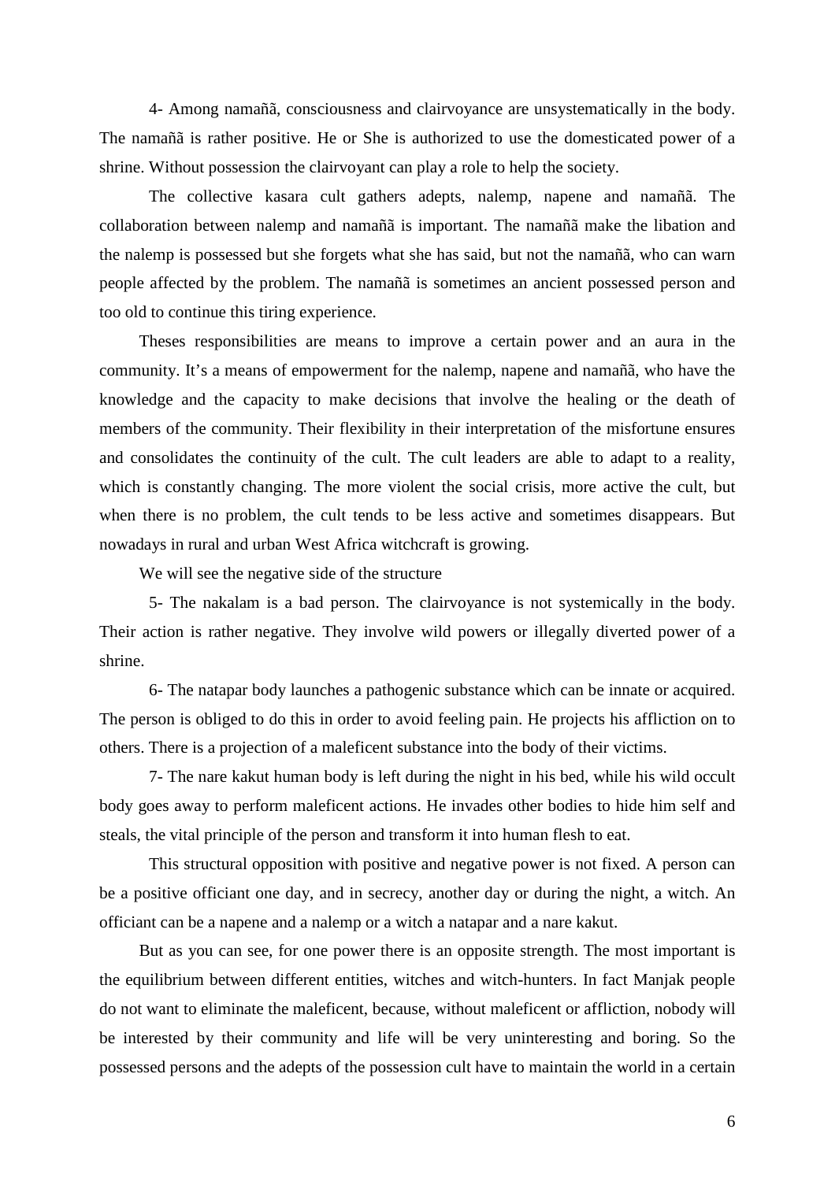4- Among namaññã, consciousness and clairvoyance are unsystematically in the body. The namaññã is rather positive. He or She is authorized to use the domesticated power of a shrine. Without possession the clairvoyant can play a role to help the society.

The collective kasara cult gathers adepts, nalemp, napene and namaññã. The collaboration between nalemp and namaññã is important. The namaññã make the libation and the nalemp is possessed but she forgets what she has said, but not the namaññã, who can warn people affected by the problem. The namaññã is sometimes an ancient possessed person and too old to continue this tiring experience.

Theses responsibilities are means to improve a certain power and an aura in the community. It's a means of empowerment for the nalemp, napene and namaññã, who have the knowledge and the capacity to make decisions that involve the healing or the death of members of the community. Their flexibility in their interpretation of the misfortune ensures and consolidates the continuity of the cult. The cult leaders are able to adapt to a reality, which is constantly changing. The more violent the social crisis, more active the cult, but when there is no problem, the cult tends to be less active and sometimes disappears. But nowadays in rural and urban West Africa witchcraft is growing.

We will see the negative side of the structure

5- The nakalam is a bad person. The clairvoyance is not systemically in the body. Their action is rather negative. They involve wild powers or illegally diverted power of a shrine.

6- The natapar body launches a pathogenic substance which can be innate or acquired. The person is obliged to do this in order to avoid feeling pain. He projects his affliction on to others. There is a projection of a maleficent substance into the body of their victims.

7- The nare kakut human body is left during the night in his bed, while his wild occult body goes away to perform maleficent actions. He invades other bodies to hide him self and steals, the vital principle of the person and transform it into human flesh to eat.

This structural opposition with positive and negative power is not fixed. A person can be a positive officiant one day, and in secrecy, another day or during the night, a witch. An officiant can be a napene and a nalemp or a witch a natapar and a nare kakut.

But as you can see, for one power there is an opposite strength. The most important is the equilibrium between different entities, witches and witch-hunters. In fact Manjak people do not want to eliminate the maleficent, because, without maleficent or affliction, nobody will be interested by their community and life will be very uninteresting and boring. So the possessed persons and the adepts of the possession cult have to maintain the world in a certain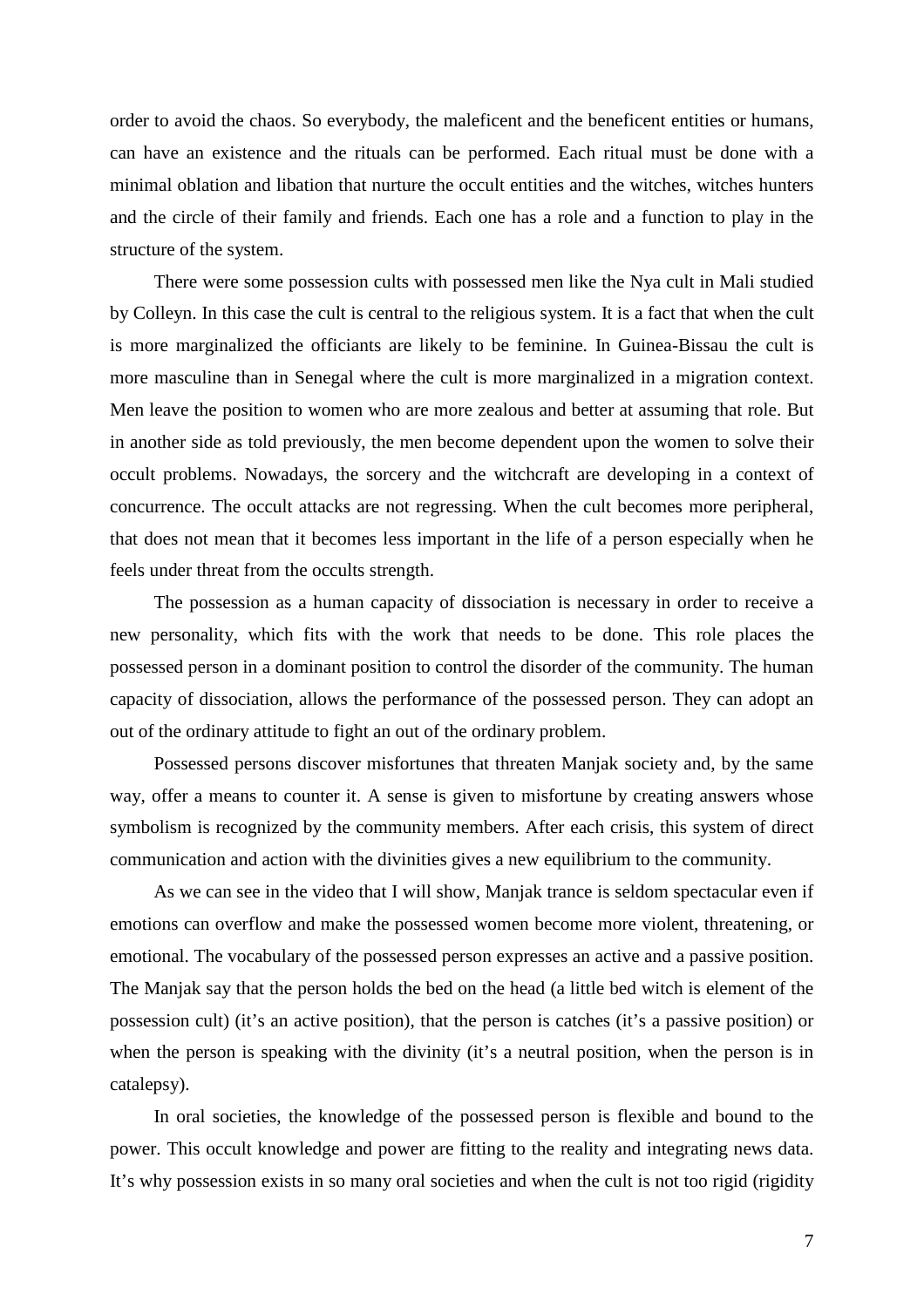order to avoid the chaos. So everybody, the maleficent and the beneficent entities or humans, can have an existence and the rituals can be performed. Each ritual must be done with a minimal oblation and libation that nurture the occult entities and the witches, witches hunters and the circle of their family and friends. Each one has a role and a function to play in the structure of the system.

There were some possession cults with possessed men like the Nya cult in Mali studied by Colleyn. In this case the cult is central to the religious system. It is a fact that when the cult is more marginalized the officiants are likely to be feminine. In Guinea-Bissau the cult is more masculine than in Senegal where the cult is more marginalized in a migration context. Men leave the position to women who are more zealous and better at assuming that role. But in another side as told previously, the men become dependent upon the women to solve their occult problems. Nowadays, the sorcery and the witchcraft are developing in a context of concurrence. The occult attacks are not regressing. When the cult becomes more peripheral, that does not mean that it becomes less important in the life of a person especially when he feels under threat from the occults strength.

The possession as a human capacity of dissociation is necessary in order to receive a new personality, which fits with the work that needs to be done. This role places the possessed person in a dominant position to control the disorder of the community. The human capacity of dissociation, allows the performance of the possessed person. They can adopt an out of the ordinary attitude to fight an out of the ordinary problem.

Possessed persons discover misfortunes that threaten Manjak society and, by the same way, offer a means to counter it. A sense is given to misfortune by creating answers whose symbolism is recognized by the community members. After each crisis, this system of direct communication and action with the divinities gives a new equilibrium to the community.

As we can see in the video that I will show, Manjak trance is seldom spectacular even if emotions can overflow and make the possessed women become more violent, threatening, or emotional. The vocabulary of the possessed person expresses an active and a passive position. The Manjak say that the person holds the bed on the head (a little bed witch is element of the possession cult) (it's an active position), that the person is catches (it's a passive position) or when the person is speaking with the divinity (it's a neutral position, when the person is in catalepsy).

In oral societies, the knowledge of the possessed person is flexible and bound to the power. This occult knowledge and power are fitting to the reality and integrating news data. It's why possession exists in so many oral societies and when the cult is not too rigid (rigidity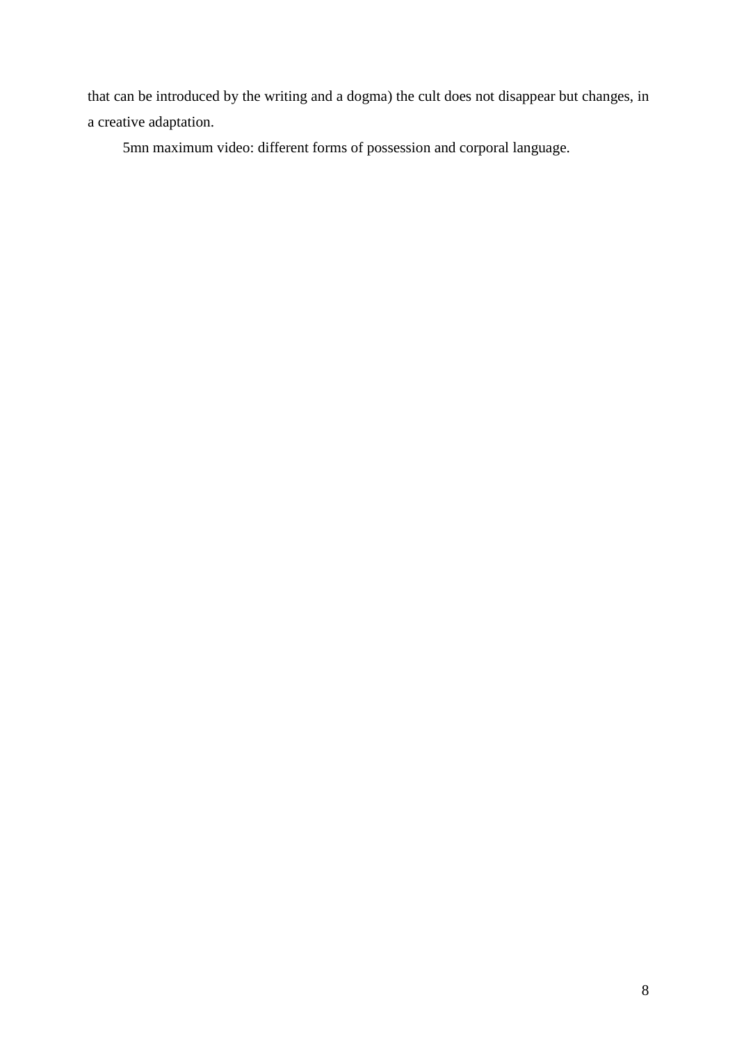that can be introduced by the writing and a dogma) the cult does not disappear but changes, in a creative adaptation.

5mn maximum video: different forms of possession and corporal language.